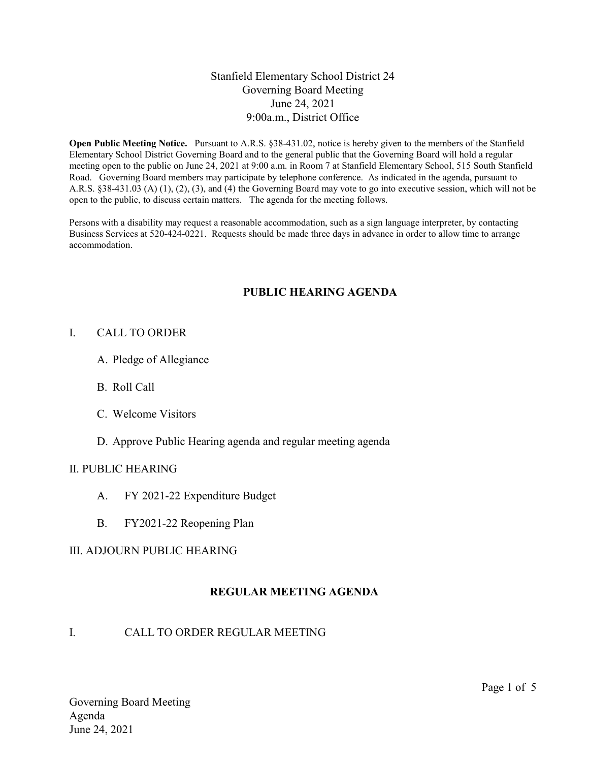# Stanfield Elementary School District 24
## Governing Board Meeting
## June 24, 2021
## 9:00a.m., District Office

**Open Public Meeting Notice.** Pursuant to A.R.S. §38-431.02, notice is hereby given to the members of the Stanfield Elementary School District Governing Board and to the general public that the Governing Board will hold a regular meeting open to the public on June 24, 2021 at 9:00 a.m. in Room 7 at Stanfield Elementary School, 515 South Stanfield Road. Governing Board members may participate by telephone conference. As indicated in the agenda, pursuant to A.R.S. §38-431.03 (A) (1), (2), (3), and (4) the Governing Board may vote to go into executive session, which will not be open to the public, to discuss certain matters. The agenda for the meeting follows.

Persons with a disability may request a reasonable accommodation, such as a sign language interpreter, by contacting Business Services at 520-424-0221. Requests should be made three days in advance in order to allow time to arrange accommodation.

## PUBLIC HEARING AGENDA

I. CALL TO ORDER

- A. Pledge of Allegiance
- B. Roll Call
- C. Welcome Visitors
- D. Approve Public Hearing agenda and regular meeting agenda

II. PUBLIC HEARING

- A. FY 2021-22 Expenditure Budget
- B. FY2021-22 Reopening Plan

III. ADJOURN PUBLIC HEARING

## REGULAR MEETING AGENDA

I. CALL TO ORDER REGULAR MEETING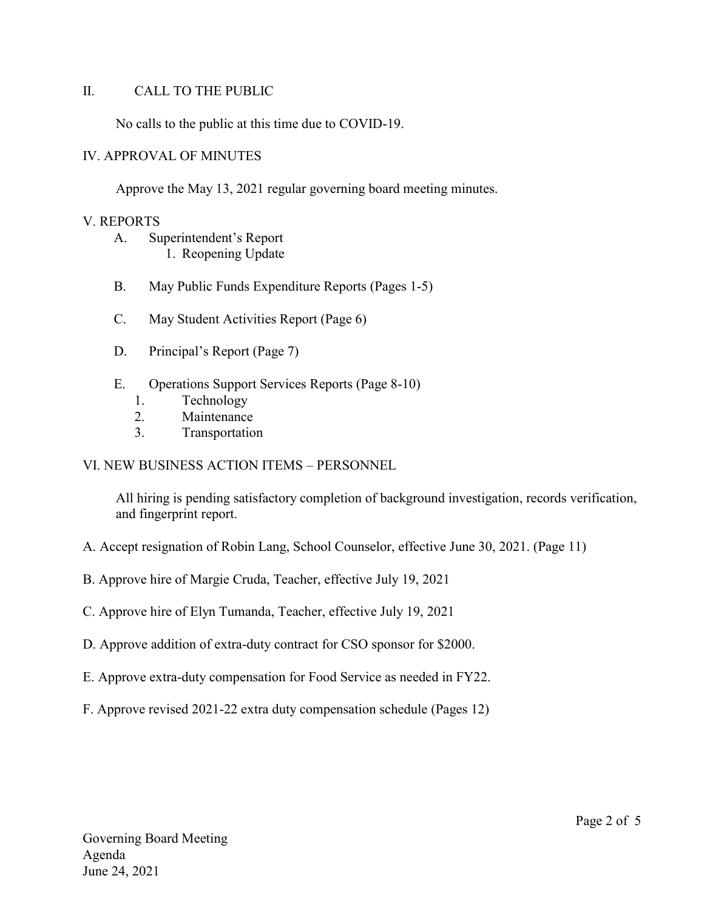## II. CALL TO THE PUBLIC

No calls to the public at this time due to COVID-19.

## IV. APPROVAL OF MINUTES

Approve the May 13, 2021 regular governing board meeting minutes.

## V. REPORTS

- A. Superintendent's Report
  1. Reopening Update
- B. May Public Funds Expenditure Reports (Pages 1-5)
- C. May Student Activities Report (Page 6)
- D. Principal's Report (Page 7)
- E. Operations Support Services Reports (Page 8-10)
  1. Technology
  2. Maintenance
  3. Transportation

## VI. NEW BUSINESS ACTION ITEMS – PERSONNEL

All hiring is pending satisfactory completion of background investigation, records verification, and fingerprint report.

A. Accept resignation of Robin Lang, School Counselor, effective June 30, 2021. (Page 11)

B. Approve hire of Margie Cruda, Teacher, effective July 19, 2021

C. Approve hire of Elyn Tumanda, Teacher, effective July 19, 2021

D. Approve addition of extra-duty contract for CSO sponsor for $2000.

E. Approve extra-duty compensation for Food Service as needed in FY22.

F. Approve revised 2021-22 extra duty compensation schedule (Pages 12)

Governing Board Meeting
Agenda
June 24, 2021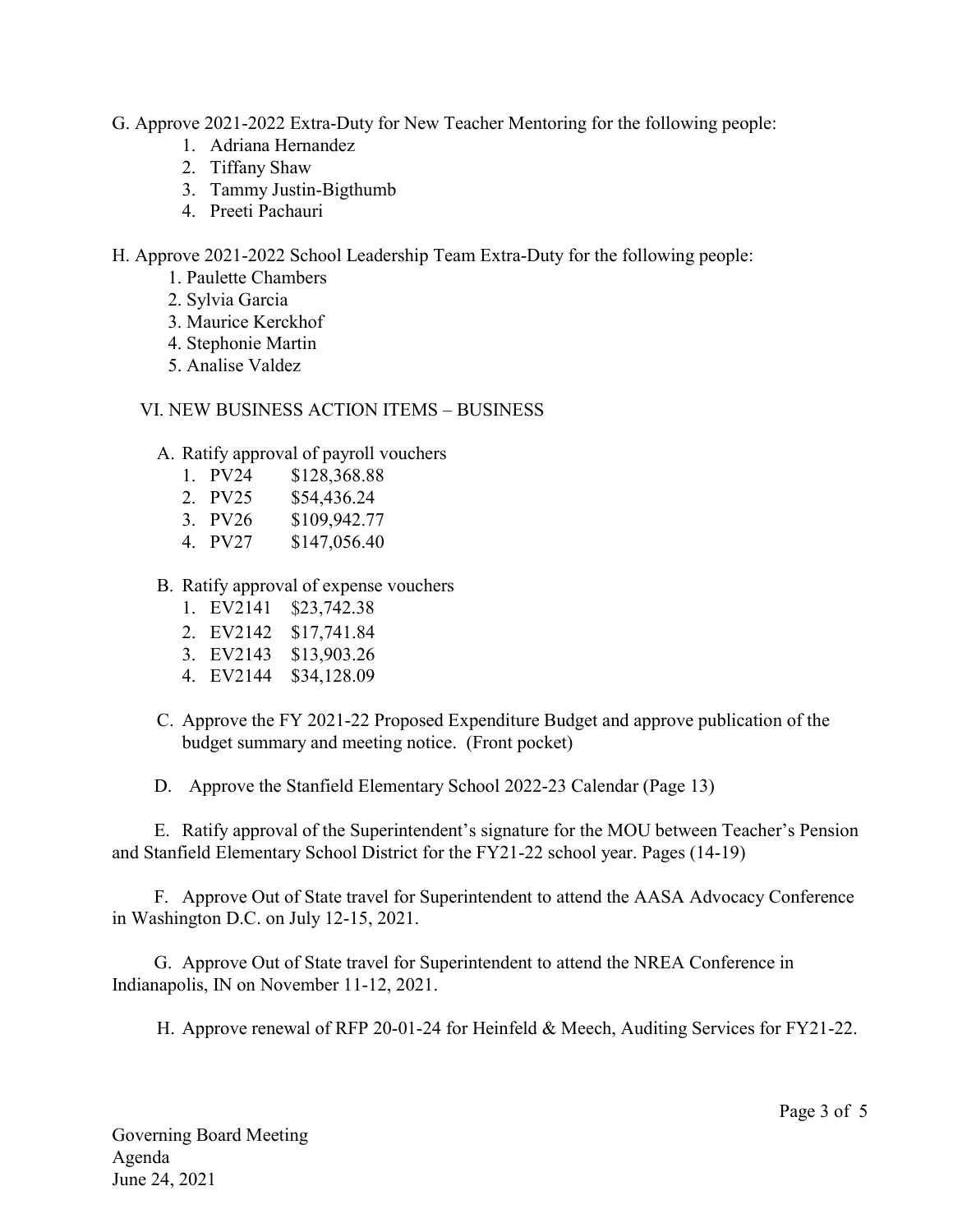G. Approve 2021-2022 Extra-Duty for New Teacher Mentoring for the following people:

1. Adriana Hernandez
2. Tiffany Shaw
3. Tammy Justin-Bigthumb
4. Preeti Pachauri

H. Approve 2021-2022 School Leadership Team Extra-Duty for the following people:

1. Paulette Chambers
2. Sylvia Garcia
3. Maurice Kerckhof
4. Stephonie Martin
5. Analise Valdez

VI. NEW BUSINESS ACTION ITEMS – BUSINESS

A. Ratify approval of payroll vouchers

1. PV24 $128,368.88
2. PV25 $54,436.24
3. PV26 $109,942.77
4. PV27 $147,056.40

B. Ratify approval of expense vouchers

1. EV2141 $23,742.38
2. EV2142 $17,741.84
3. EV2143 $13,903.26
4. EV2144 $34,128.09

C. Approve the FY 2021-22 Proposed Expenditure Budget and approve publication of the budget summary and meeting notice. (Front pocket)

D. Approve the Stanfield Elementary School 2022-23 Calendar (Page 13)

E. Ratify approval of the Superintendent's signature for the MOU between Teacher's Pension and Stanfield Elementary School District for the FY21-22 school year. Pages (14-19)

F. Approve Out of State travel for Superintendent to attend the AASA Advocacy Conference in Washington D.C. on July 12-15, 2021.

G. Approve Out of State travel for Superintendent to attend the NREA Conference in Indianapolis, IN on November 11-12, 2021.

H. Approve renewal of RFP 20-01-24 for Heinfeld & Meech, Auditing Services for FY21-22.

Governing Board Meeting
Agenda
June 24, 2021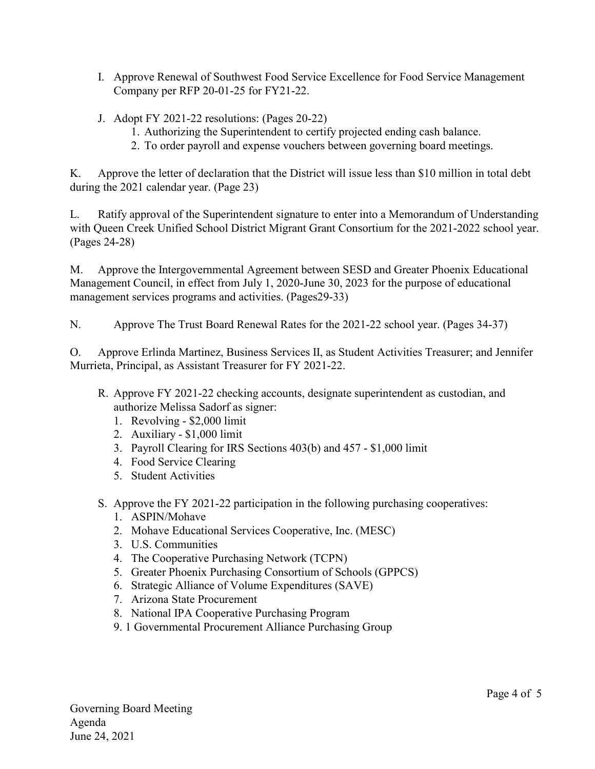I. Approve Renewal of Southwest Food Service Excellence for Food Service Management Company per RFP 20-01-25 for FY21-22.

J. Adopt FY 2021-22 resolutions: (Pages 20-22)
   1. Authorizing the Superintendent to certify projected ending cash balance.
   2. To order payroll and expense vouchers between governing board meetings.

K. Approve the letter of declaration that the District will issue less than $10 million in total debt during the 2021 calendar year. (Page 23)

L. Ratify approval of the Superintendent signature to enter into a Memorandum of Understanding with Queen Creek Unified School District Migrant Grant Consortium for the 2021-2022 school year. (Pages 24-28)

M. Approve the Intergovernmental Agreement between SESD and Greater Phoenix Educational Management Council, in effect from July 1, 2020-June 30, 2023 for the purpose of educational management services programs and activities. (Pages29-33)

N. Approve The Trust Board Renewal Rates for the 2021-22 school year. (Pages 34-37)

O. Approve Erlinda Martinez, Business Services II, as Student Activities Treasurer; and Jennifer Murrieta, Principal, as Assistant Treasurer for FY 2021-22.

R. Approve FY 2021-22 checking accounts, designate superintendent as custodian, and authorize Melissa Sadorf as signer:
   1. Revolving - $2,000 limit
   2. Auxiliary - $1,000 limit
   3. Payroll Clearing for IRS Sections 403(b) and 457 - $1,000 limit
   4. Food Service Clearing
   5. Student Activities

S. Approve the FY 2021-22 participation in the following purchasing cooperatives:
   1. ASPIN/Mohave
   2. Mohave Educational Services Cooperative, Inc. (MESC)
   3. U.S. Communities
   4. The Cooperative Purchasing Network (TCPN)
   5. Greater Phoenix Purchasing Consortium of Schools (GPPCS)
   6. Strategic Alliance of Volume Expenditures (SAVE)
   7. Arizona State Procurement
   8. National IPA Cooperative Purchasing Program
   9. 1 Governmental Procurement Alliance Purchasing Group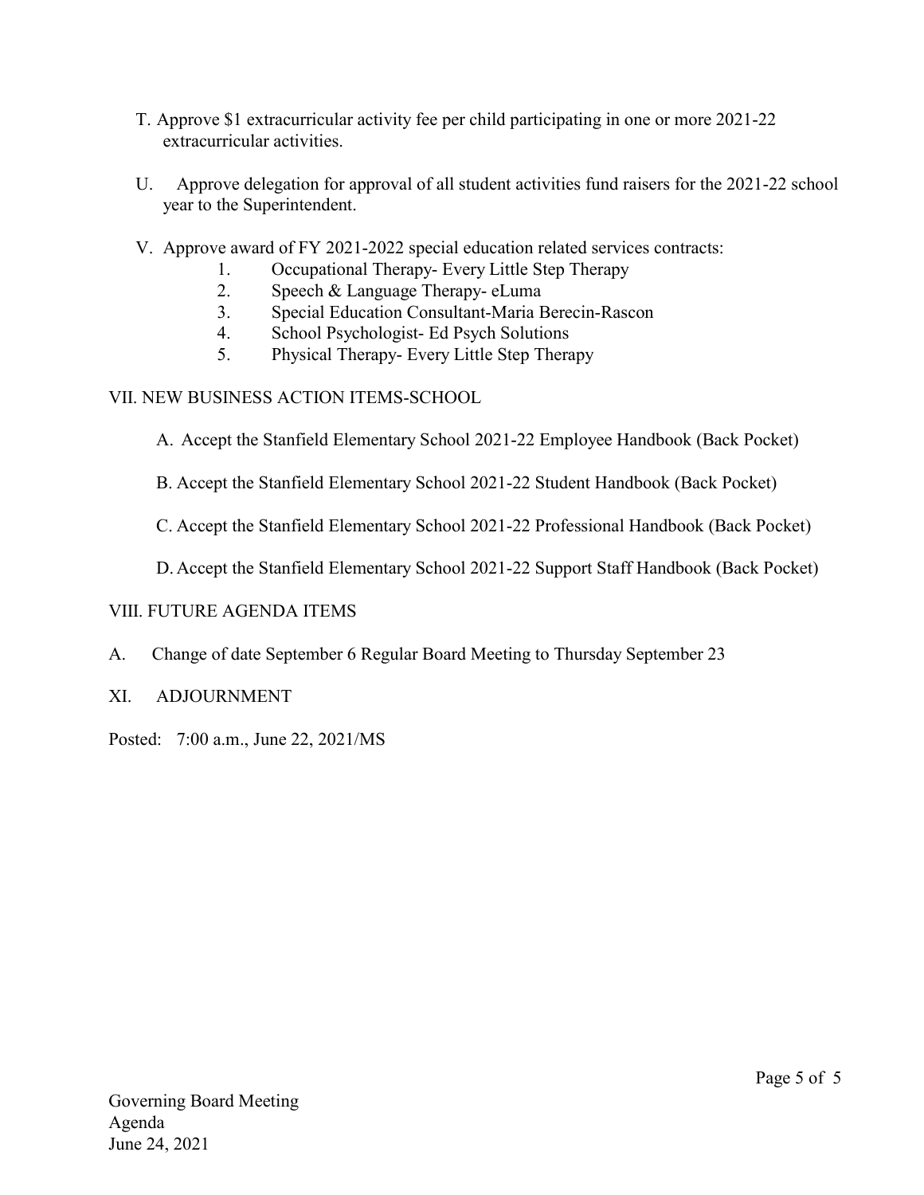T. Approve $1 extracurricular activity fee per child participating in one or more 2021-22 extracurricular activities.

U. Approve delegation for approval of all student activities fund raisers for the 2021-22 school year to the Superintendent.

V. Approve award of FY 2021-2022 special education related services contracts:

1. Occupational Therapy- Every Little Step Therapy
2. Speech & Language Therapy- eLuma
3. Special Education Consultant-Maria Berecin-Rascon
4. School Psychologist- Ed Psych Solutions
5. Physical Therapy- Every Little Step Therapy

VII. NEW BUSINESS ACTION ITEMS-SCHOOL

A. Accept the Stanfield Elementary School 2021-22 Employee Handbook (Back Pocket)

B. Accept the Stanfield Elementary School 2021-22 Student Handbook (Back Pocket)

C. Accept the Stanfield Elementary School 2021-22 Professional Handbook (Back Pocket)

D. Accept the Stanfield Elementary School 2021-22 Support Staff Handbook (Back Pocket)

VIII. FUTURE AGENDA ITEMS

A. Change of date September 6 Regular Board Meeting to Thursday September 23

XI. ADJOURNMENT

Posted: 7:00 a.m., June 22, 2021/MS